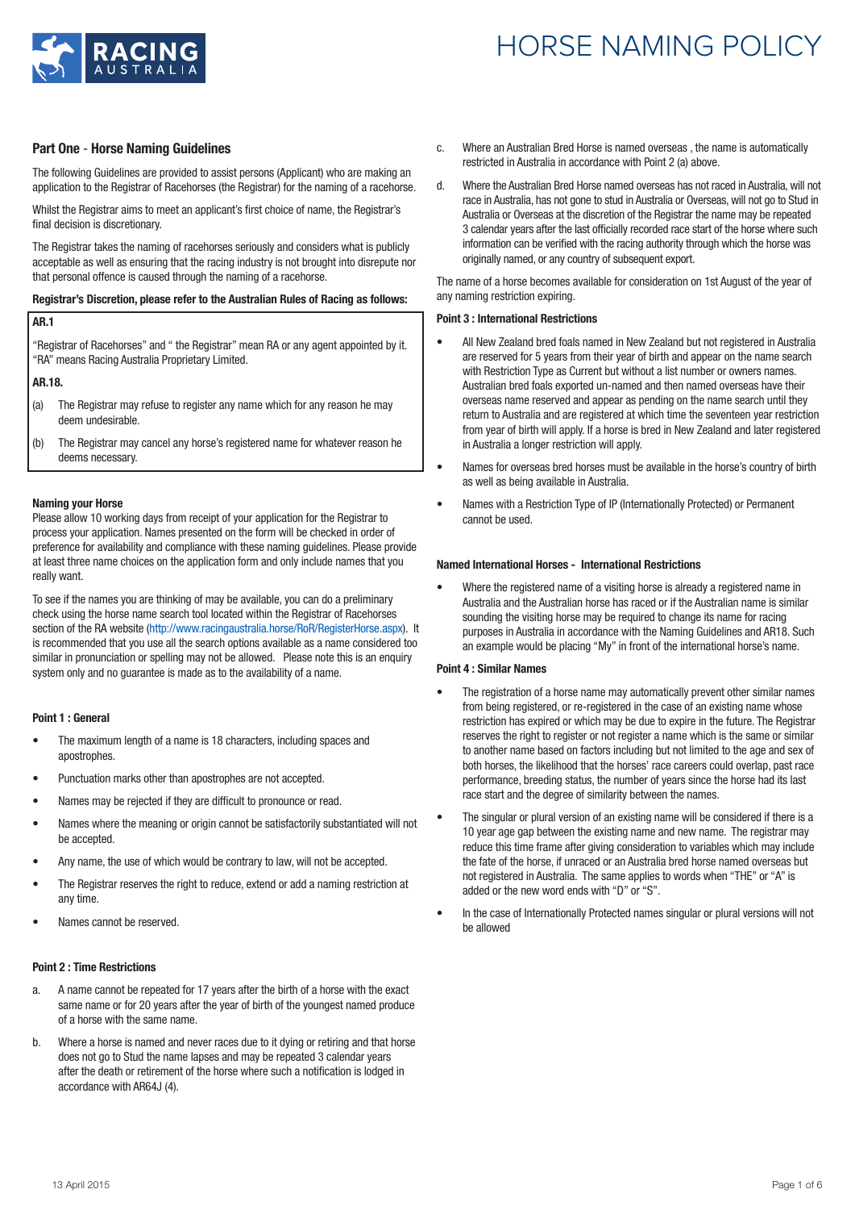# HORSE NAMING POLICY

## Part One - Horse Naming Guidelines

The following Guidelines are provided to assist persons (Applicant) who are making an application to the Registrar of Racehorses (the Registrar) for the naming of a racehorse.

Whilst the Registrar aims to meet an applicant's first choice of name, the Registrar's final decision is discretionary.

The Registrar takes the naming of racehorses seriously and considers what is publicly acceptable as well as ensuring that the racing industry is not brought into disrepute nor that personal offence is caused through the naming of a racehorse.

**Registrar's Discretion, please refer to the Australian Rules of Racing as follows:**

**AR.1**

"Registrar of Racehorses" and " the Registrar" mean RA or any agent appointed by it. "RA" means Racing Australia Proprietary Limited.

**AR.18.**

(a) The Registrar may refuse to register any name which for any reason he may deem undesirable.

(b) The Registrar may cancel any horse's registered name for whatever reason he deems necessary.

### Naming your Horse

Please allow 10 working days from receipt of your application for the Registrar to process your application. Names presented on the form will be checked in order of preference for availability and compliance with these naming guidelines. Please provide at least three name choices on the application form and only include names that you really want.

To see if the names you are thinking of may be available, you can do a preliminary check using the horse name search tool located within the Registrar of Racehorses section of the RA website (http://www.racingaustralia.horse/RoR/RegisterHorse.aspx). It is recommended that you use all the search options available as a name considered too similar in pronunciation or spelling may not be allowed. Please note this is an enquiry system only and no guarantee is made as to the availability of a name.

### Point 1 : General

- The maximum length of a name is 18 characters, including spaces and apostrophes.
- Punctuation marks other than apostrophes are not accepted.
- Names may be rejected if they are difficult to pronounce or read.
- Names where the meaning or origin cannot be satisfactorily substantiated will not be accepted.
- Any name, the use of which would be contrary to law, will not be accepted.
- The Registrar reserves the right to reduce, extend or add a naming restriction at any time.
- Names cannot be reserved.

### Point 2 : Time Restrictions

a. A name cannot be repeated for 17 years after the birth of a horse with the exact same name or for 20 years after the year of birth of the youngest named produce of a horse with the same name.

b. Where a horse is named and never races due to it dying or retiring and that horse does not go to Stud the name lapses and may be repeated 3 calendar years after the death or retirement of the horse where such a notification is lodged in accordance with AR64J (4).

c. Where an Australian Bred Horse is named overseas , the name is automatically restricted in Australia in accordance with Point 2 (a) above.

d. Where the Australian Bred Horse named overseas has not raced in Australia, will not race in Australia, has not gone to stud in Australia or Overseas, will not go to Stud in Australia or Overseas at the discretion of the Registrar the name may be repeated 3 calendar years after the last officially recorded race start of the horse where such information can be verified with the racing authority through which the horse was originally named, or any country of subsequent export.

The name of a horse becomes available for consideration on 1st August of the year of any naming restriction expiring.

### Point 3 : International Restrictions

- All New Zealand bred foals named in New Zealand but not registered in Australia are reserved for 5 years from their year of birth and appear on the name search with Restriction Type as Current but without a list number or owners names. Australian bred foals exported un-named and then named overseas have their overseas name reserved and appear as pending on the name search until they return to Australia and are registered at which time the seventeen year restriction from year of birth will apply. If a horse is bred in New Zealand and later registered in Australia a longer restriction will apply.
- Names for overseas bred horses must be available in the horse's country of birth as well as being available in Australia.
- Names with a Restriction Type of IP (Internationally Protected) or Permanent cannot be used.

### Named International Horses - International Restrictions

- Where the registered name of a visiting horse is already a registered name in Australia and the Australian horse has raced or if the Australian name is similar sounding the visiting horse may be required to change its name for racing purposes in Australia in accordance with the Naming Guidelines and AR18. Such an example would be placing "My" in front of the international horse's name.

### Point 4 : Similar Names

- The registration of a horse name may automatically prevent other similar names from being registered, or re-registered in the case of an existing name whose restriction has expired or which may be due to expire in the future. The Registrar reserves the right to register or not register a name which is the same or similar to another name based on factors including but not limited to the age and sex of both horses, the likelihood that the horses' race careers could overlap, past race performance, breeding status, the number of years since the horse had its last race start and the degree of similarity between the names.
- The singular or plural version of an existing name will be considered if there is a 10 year age gap between the existing name and new name. The registrar may reduce this time frame after giving consideration to variables which may include the fate of the horse, if unraced or an Australia bred horse named overseas but not registered in Australia. The same applies to words when "THE" or "A" is added or the new word ends with "D" or "S".
- In the case of Internationally Protected names singular or plural versions will not be allowed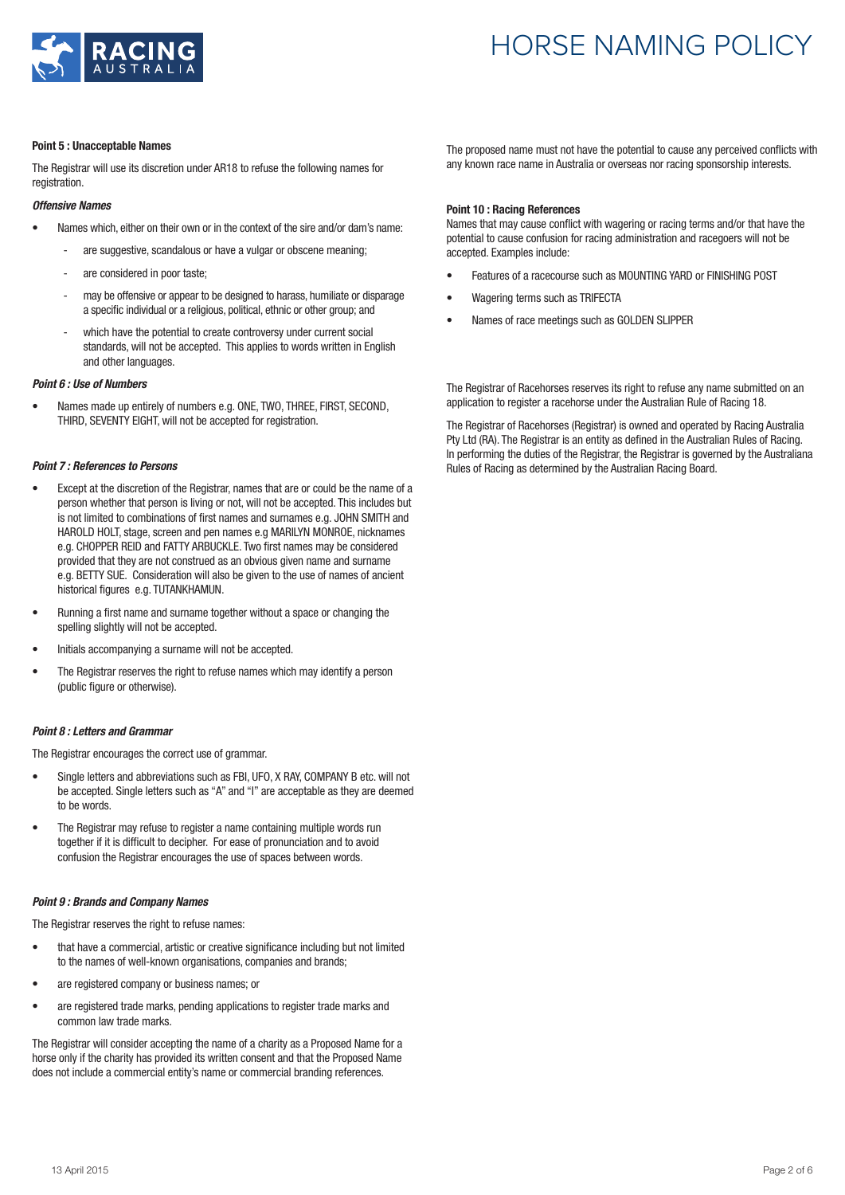**Point 5 : Unacceptable Names**

The Registrar will use its discretion under AR18 to refuse the following names for registration.

***Offensive Names***

- Names which, either on their own or in the context of the sire and/or dam's name:
  - are suggestive, scandalous or have a vulgar or obscene meaning;
  - are considered in poor taste;
  - may be offensive or appear to be designed to harass, humiliate or disparage a specific individual or a religious, political, ethnic or other group; and
  - which have the potential to create controversy under current social standards, will not be accepted. This applies to words written in English and other languages.

***Point 6 : Use of Numbers***

- Names made up entirely of numbers e.g. ONE, TWO, THREE, FIRST, SECOND, THIRD, SEVENTY EIGHT, will not be accepted for registration.

***Point 7 : References to Persons***

- Except at the discretion of the Registrar, names that are or could be the name of a person whether that person is living or not, will not be accepted. This includes but is not limited to combinations of first names and surnames e.g. JOHN SMITH and HAROLD HOLT, stage, screen and pen names e.g MARILYN MONROE, nicknames e.g. CHOPPER REID and FATTY ARBUCKLE. Two first names may be considered provided that they are not construed as an obvious given name and surname e.g. BETTY SUE. Consideration will also be given to the use of names of ancient historical figures e.g. TUTANKHAMUN.
- Running a first name and surname together without a space or changing the spelling slightly will not be accepted.
- Initials accompanying a surname will not be accepted.
- The Registrar reserves the right to refuse names which may identify a person (public figure or otherwise).

***Point 8 : Letters and Grammar***

The Registrar encourages the correct use of grammar.

- Single letters and abbreviations such as FBI, UFO, X RAY, COMPANY B etc. will not be accepted. Single letters such as "A" and "I" are acceptable as they are deemed to be words.
- The Registrar may refuse to register a name containing multiple words run together if it is difficult to decipher. For ease of pronunciation and to avoid confusion the Registrar encourages the use of spaces between words.

***Point 9 : Brands and Company Names***

The Registrar reserves the right to refuse names:

- that have a commercial, artistic or creative significance including but not limited to the names of well-known organisations, companies and brands;
- are registered company or business names; or
- are registered trade marks, pending applications to register trade marks and common law trade marks.

The Registrar will consider accepting the name of a charity as a Proposed Name for a horse only if the charity has provided its written consent and that the Proposed Name does not include a commercial entity's name or commercial branding references.

The proposed name must not have the potential to cause any perceived conflicts with any known race name in Australia or overseas nor racing sponsorship interests.

**Point 10 : Racing References**

Names that may cause conflict with wagering or racing terms and/or that have the potential to cause confusion for racing administration and racegoers will not be accepted. Examples include:

- Features of a racecourse such as MOUNTING YARD or FINISHING POST
- Wagering terms such as TRIFECTA
- Names of race meetings such as GOLDEN SLIPPER

The Registrar of Racehorses reserves its right to refuse any name submitted on an application to register a racehorse under the Australian Rule of Racing 18.

The Registrar of Racehorses (Registrar) is owned and operated by Racing Australia Pty Ltd (RA). The Registrar is an entity as defined in the Australian Rules of Racing. In performing the duties of the Registrar, the Registrar is governed by the Australiana Rules of Racing as determined by the Australian Racing Board.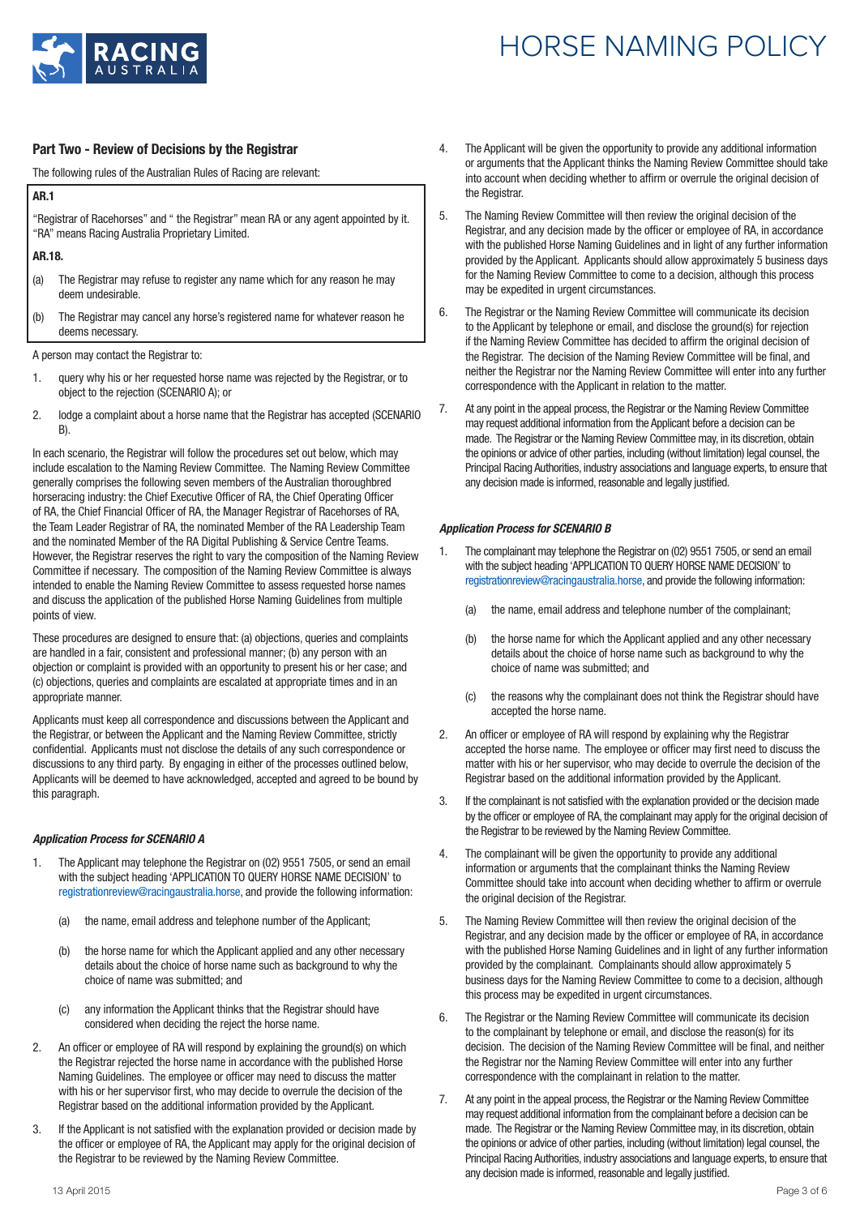## Part Two - Review of Decisions by the Registrar

The following rules of the Australian Rules of Racing are relevant:

**AR.1**

"Registrar of Racehorses" and " the Registrar" mean RA or any agent appointed by it. "RA" means Racing Australia Proprietary Limited.

**AR.18.**

(a) The Registrar may refuse to register any name which for any reason he may deem undesirable.

(b) The Registrar may cancel any horse's registered name for whatever reason he deems necessary.

A person may contact the Registrar to:

1. query why his or her requested horse name was rejected by the Registrar, or to object to the rejection (SCENARIO A); or
2. lodge a complaint about a horse name that the Registrar has accepted (SCENARIO B).

In each scenario, the Registrar will follow the procedures set out below, which may include escalation to the Naming Review Committee. The Naming Review Committee generally comprises the following seven members of the Australian thoroughbred horseracing industry: the Chief Executive Officer of RA, the Chief Operating Officer of RA, the Chief Financial Officer of RA, the Manager Registrar of Racehorses of RA, the Team Leader Registrar of RA, the nominated Member of the RA Leadership Team and the nominated Member of the RA Digital Publishing & Service Centre Teams. However, the Registrar reserves the right to vary the composition of the Naming Review Committee if necessary. The composition of the Naming Review Committee is always intended to enable the Naming Review Committee to assess requested horse names and discuss the application of the published Horse Naming Guidelines from multiple points of view.

These procedures are designed to ensure that: (a) objections, queries and complaints are handled in a fair, consistent and professional manner; (b) any person with an objection or complaint is provided with an opportunity to present his or her case; and (c) objections, queries and complaints are escalated at appropriate times and in an appropriate manner.

Applicants must keep all correspondence and discussions between the Applicant and the Registrar, or between the Applicant and the Naming Review Committee, strictly confidential. Applicants must not disclose the details of any such correspondence or discussions to any third party. By engaging in either of the processes outlined below, Applicants will be deemed to have acknowledged, accepted and agreed to be bound by this paragraph.

### *Application Process for SCENARIO A*

1. The Applicant may telephone the Registrar on (02) 9551 7505, or send an email with the subject heading 'APPLICATION TO QUERY HORSE NAME DECISION' to registrationreview@racingaustralia.horse, and provide the following information:

   (a) the name, email address and telephone number of the Applicant;

   (b) the horse name for which the Applicant applied and any other necessary details about the choice of horse name such as background to why the choice of name was submitted; and

   (c) any information the Applicant thinks that the Registrar should have considered when deciding the reject the horse name.

2. An officer or employee of RA will respond by explaining the ground(s) on which the Registrar rejected the horse name in accordance with the published Horse Naming Guidelines. The employee or officer may need to discuss the matter with his or her supervisor first, who may decide to overrule the decision of the Registrar based on the additional information provided by the Applicant.
3. If the Applicant is not satisfied with the explanation provided or decision made by the officer or employee of RA, the Applicant may apply for the original decision of the Registrar to be reviewed by the Naming Review Committee.
4. The Applicant will be given the opportunity to provide any additional information or arguments that the Applicant thinks the Naming Review Committee should take into account when deciding whether to affirm or overrule the original decision of the Registrar.
5. The Naming Review Committee will then review the original decision of the Registrar, and any decision made by the officer or employee of RA, in accordance with the published Horse Naming Guidelines and in light of any further information provided by the Applicant. Applicants should allow approximately 5 business days for the Naming Review Committee to come to a decision, although this process may be expedited in urgent circumstances.
6. The Registrar or the Naming Review Committee will communicate its decision to the Applicant by telephone or email, and disclose the ground(s) for rejection if the Naming Review Committee has decided to affirm the original decision of the Registrar. The decision of the Naming Review Committee will be final, and neither the Registrar nor the Naming Review Committee will enter into any further correspondence with the Applicant in relation to the matter.
7. At any point in the appeal process, the Registrar or the Naming Review Committee may request additional information from the Applicant before a decision can be made. The Registrar or the Naming Review Committee may, in its discretion, obtain the opinions or advice of other parties, including (without limitation) legal counsel, the Principal Racing Authorities, industry associations and language experts, to ensure that any decision made is informed, reasonable and legally justified.

### *Application Process for SCENARIO B*

1. The complainant may telephone the Registrar on (02) 9551 7505, or send an email with the subject heading 'APPLICATION TO QUERY HORSE NAME DECISION' to registrationreview@racingaustralia.horse, and provide the following information:

   (a) the name, email address and telephone number of the complainant;

   (b) the horse name for which the Applicant applied and any other necessary details about the choice of horse name such as background to why the choice of name was submitted; and

   (c) the reasons why the complainant does not think the Registrar should have accepted the horse name.

2. An officer or employee of RA will respond by explaining why the Registrar accepted the horse name. The employee or officer may first need to discuss the matter with his or her supervisor, who may decide to overrule the decision of the Registrar based on the additional information provided by the Applicant.
3. If the complainant is not satisfied with the explanation provided or the decision made by the officer or employee of RA, the complainant may apply for the original decision of the Registrar to be reviewed by the Naming Review Committee.
4. The complainant will be given the opportunity to provide any additional information or arguments that the complainant thinks the Naming Review Committee should take into account when deciding whether to affirm or overrule the original decision of the Registrar.
5. The Naming Review Committee will then review the original decision of the Registrar, and any decision made by the officer or employee of RA, in accordance with the published Horse Naming Guidelines and in light of any further information provided by the complainant. Complainants should allow approximately 5 business days for the Naming Review Committee to come to a decision, although this process may be expedited in urgent circumstances.
6. The Registrar or the Naming Review Committee will communicate its decision to the complainant by telephone or email, and disclose the reason(s) for its decision. The decision of the Naming Review Committee will be final, and neither the Registrar nor the Naming Review Committee will enter into any further correspondence with the complainant in relation to the matter.
7. At any point in the appeal process, the Registrar or the Naming Review Committee may request additional information from the complainant before a decision can be made. The Registrar or the Naming Review Committee may, in its discretion, obtain the opinions or advice of other parties, including (without limitation) legal counsel, the Principal Racing Authorities, industry associations and language experts, to ensure that any decision made is informed, reasonable and legally justified.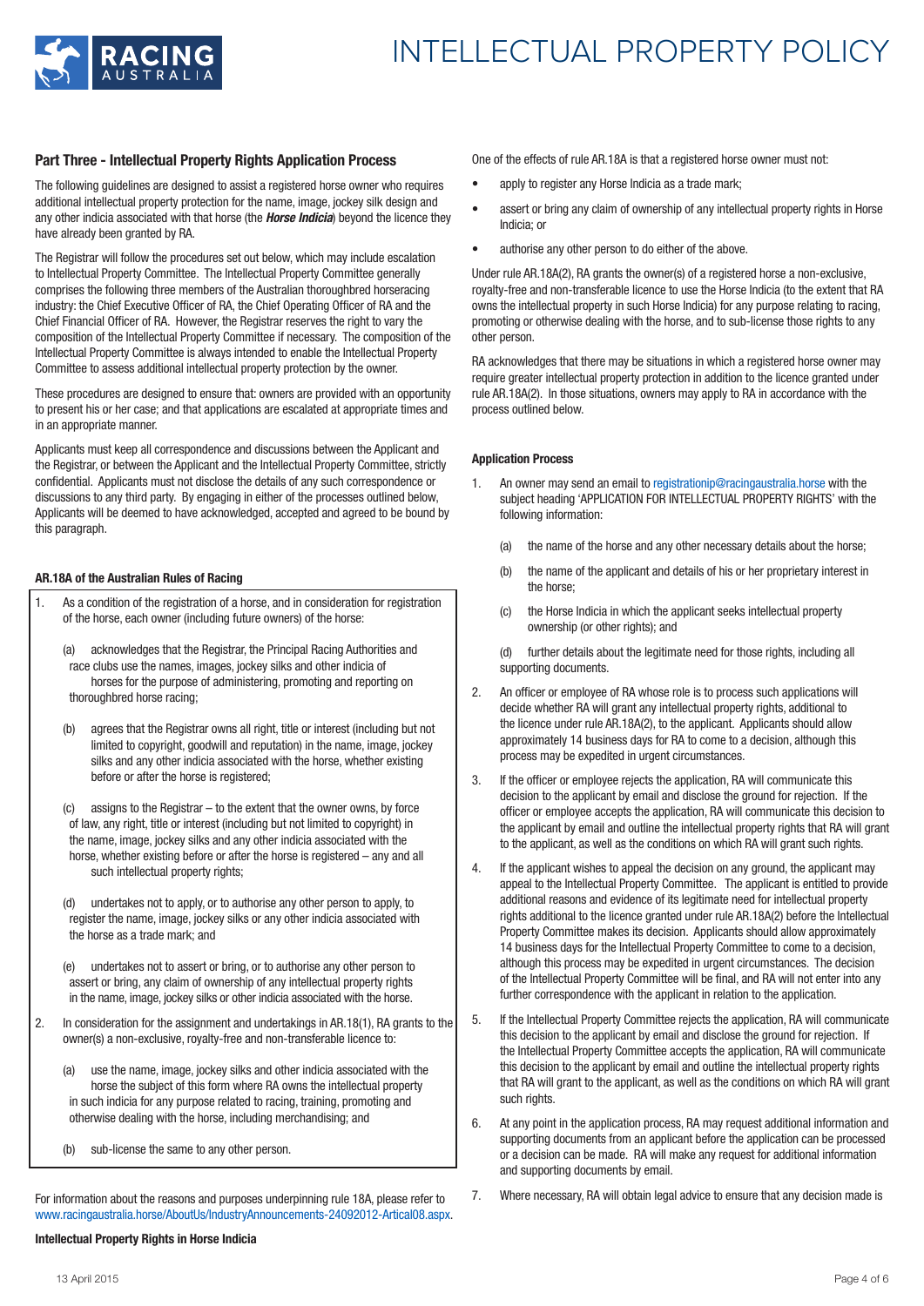## Part Three - Intellectual Property Rights Application Process

The following guidelines are designed to assist a registered horse owner who requires additional intellectual property protection for the name, image, jockey silk design and any other indicia associated with that horse (the ***Horse Indicia***) beyond the licence they have already been granted by RA.

The Registrar will follow the procedures set out below, which may include escalation to Intellectual Property Committee. The Intellectual Property Committee generally comprises the following three members of the Australian thoroughbred horseracing industry: the Chief Executive Officer of RA, the Chief Operating Officer of RA and the Chief Financial Officer of RA. However, the Registrar reserves the right to vary the composition of the Intellectual Property Committee if necessary. The composition of the Intellectual Property Committee is always intended to enable the Intellectual Property Committee to assess additional intellectual property protection by the owner.

These procedures are designed to ensure that: owners are provided with an opportunity to present his or her case; and that applications are escalated at appropriate times and in an appropriate manner.

Applicants must keep all correspondence and discussions between the Applicant and the Registrar, or between the Applicant and the Intellectual Property Committee, strictly confidential. Applicants must not disclose the details of any such correspondence or discussions to any third party. By engaging in either of the processes outlined below, Applicants will be deemed to have acknowledged, accepted and agreed to be bound by this paragraph.

### AR.18A of the Australian Rules of Racing

1. As a condition of the registration of a horse, and in consideration for registration of the horse, each owner (including future owners) of the horse:

   (a) acknowledges that the Registrar, the Principal Racing Authorities and race clubs use the names, images, jockey silks and other indicia of horses for the purpose of administering, promoting and reporting on thoroughbred horse racing;

   (b) agrees that the Registrar owns all right, title or interest (including but not limited to copyright, goodwill and reputation) in the name, image, jockey silks and any other indicia associated with the horse, whether existing before or after the horse is registered;

   (c) assigns to the Registrar – to the extent that the owner owns, by force of law, any right, title or interest (including but not limited to copyright) in the name, image, jockey silks and any other indicia associated with the horse, whether existing before or after the horse is registered – any and all such intellectual property rights;

   (d) undertakes not to apply, or to authorise any other person to apply, to register the name, image, jockey silks or any other indicia associated with the horse as a trade mark; and

   (e) undertakes not to assert or bring, or to authorise any other person to assert or bring, any claim of ownership of any intellectual property rights in the name, image, jockey silks or other indicia associated with the horse.

2. In consideration for the assignment and undertakings in AR.18(1), RA grants to the owner(s) a non-exclusive, royalty-free and non-transferable licence to:

   (a) use the name, image, jockey silks and other indicia associated with the horse the subject of this form where RA owns the intellectual property in such indicia for any purpose related to racing, training, promoting and otherwise dealing with the horse, including merchandising; and

   (b) sub-license the same to any other person.

For information about the reasons and purposes underpinning rule 18A, please refer to www.racingaustralia.horse/AboutUs/IndustryAnnouncements-24092012-Artical08.aspx.

### Intellectual Property Rights in Horse Indicia

One of the effects of rule AR.18A is that a registered horse owner must not:

- apply to register any Horse Indicia as a trade mark;
- assert or bring any claim of ownership of any intellectual property rights in Horse Indicia; or
- authorise any other person to do either of the above.

Under rule AR.18A(2), RA grants the owner(s) of a registered horse a non-exclusive, royalty-free and non-transferable licence to use the Horse Indicia (to the extent that RA owns the intellectual property in such Horse Indicia) for any purpose relating to racing, promoting or otherwise dealing with the horse, and to sub-license those rights to any other person.

RA acknowledges that there may be situations in which a registered horse owner may require greater intellectual property protection in addition to the licence granted under rule AR.18A(2). In those situations, owners may apply to RA in accordance with the process outlined below.

### Application Process

1. An owner may send an email to registrationip@racingaustralia.horse with the subject heading 'APPLICATION FOR INTELLECTUAL PROPERTY RIGHTS' with the following information:

   (a) the name of the horse and any other necessary details about the horse;

   (b) the name of the applicant and details of his or her proprietary interest in the horse;

   (c) the Horse Indicia in which the applicant seeks intellectual property ownership (or other rights); and

   (d) further details about the legitimate need for those rights, including all supporting documents.

2. An officer or employee of RA whose role is to process such applications will decide whether RA will grant any intellectual property rights, additional to the licence under rule AR.18A(2), to the applicant. Applicants should allow approximately 14 business days for RA to come to a decision, although this process may be expedited in urgent circumstances.

3. If the officer or employee rejects the application, RA will communicate this decision to the applicant by email and disclose the ground for rejection. If the officer or employee accepts the application, RA will communicate this decision to the applicant by email and outline the intellectual property rights that RA will grant to the applicant, as well as the conditions on which RA will grant such rights.

4. If the applicant wishes to appeal the decision on any ground, the applicant may appeal to the Intellectual Property Committee. The applicant is entitled to provide additional reasons and evidence of its legitimate need for intellectual property rights additional to the licence granted under rule AR.18A(2) before the Intellectual Property Committee makes its decision. Applicants should allow approximately 14 business days for the Intellectual Property Committee to come to a decision, although this process may be expedited in urgent circumstances. The decision of the Intellectual Property Committee will be final, and RA will not enter into any further correspondence with the applicant in relation to the application.

5. If the Intellectual Property Committee rejects the application, RA will communicate this decision to the applicant by email and disclose the ground for rejection. If the Intellectual Property Committee accepts the application, RA will communicate this decision to the applicant by email and outline the intellectual property rights that RA will grant to the applicant, as well as the conditions on which RA will grant such rights.

6. At any point in the application process, RA may request additional information and supporting documents from an applicant before the application can be processed or a decision can be made. RA will make any request for additional information and supporting documents by email.

7. Where necessary, RA will obtain legal advice to ensure that any decision made is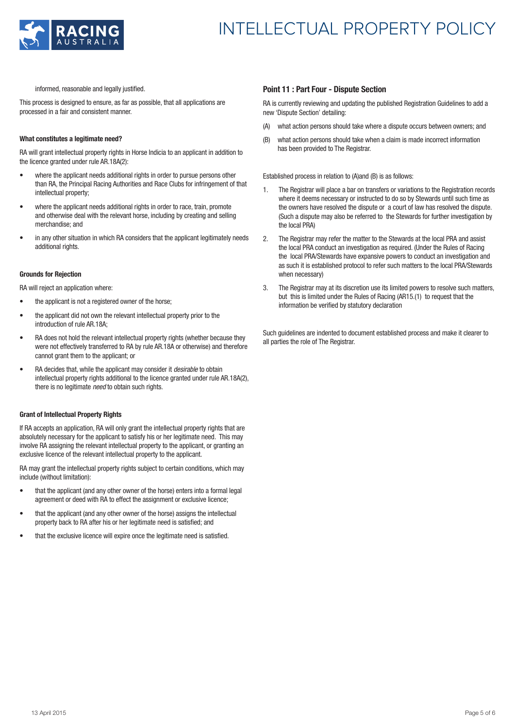informed, reasonable and legally justified.

This process is designed to ensure, as far as possible, that all applications are processed in a fair and consistent manner.

### What constitutes a legitimate need?

RA will grant intellectual property rights in Horse Indicia to an applicant in addition to the licence granted under rule AR.18A(2):

- where the applicant needs additional rights in order to pursue persons other than RA, the Principal Racing Authorities and Race Clubs for infringement of that intellectual property;
- where the applicant needs additional rights in order to race, train, promote and otherwise deal with the relevant horse, including by creating and selling merchandise; and
- in any other situation in which RA considers that the applicant legitimately needs additional rights.

### Grounds for Rejection

RA will reject an application where:

- the applicant is not a registered owner of the horse;
- the applicant did not own the relevant intellectual property prior to the introduction of rule AR.18A;
- RA does not hold the relevant intellectual property rights (whether because they were not effectively transferred to RA by rule AR.18A or otherwise) and therefore cannot grant them to the applicant; or
- RA decides that, while the applicant may consider it *desirable* to obtain intellectual property rights additional to the licence granted under rule AR.18A(2), there is no legitimate *need* to obtain such rights.

### Grant of Intellectual Property Rights

If RA accepts an application, RA will only grant the intellectual property rights that are absolutely necessary for the applicant to satisfy his or her legitimate need. This may involve RA assigning the relevant intellectual property to the applicant, or granting an exclusive licence of the relevant intellectual property to the applicant.

RA may grant the intellectual property rights subject to certain conditions, which may include (without limitation):

- that the applicant (and any other owner of the horse) enters into a formal legal agreement or deed with RA to effect the assignment or exclusive licence;
- that the applicant (and any other owner of the horse) assigns the intellectual property back to RA after his or her legitimate need is satisfied; and
- that the exclusive licence will expire once the legitimate need is satisfied.

## Point 11 : Part Four - Dispute Section

RA is currently reviewing and updating the published Registration Guidelines to add a new 'Dispute Section' detailing:

(A) what action persons should take where a dispute occurs between owners; and

(B) what action persons should take when a claim is made incorrect information has been provided to The Registrar.

Established process in relation to (A)and (B) is as follows:

1. The Registrar will place a bar on transfers or variations to the Registration records where it deems necessary or instructed to do so by Stewards until such time as the owners have resolved the dispute or a court of law has resolved the dispute. (Such a dispute may also be referred to the Stewards for further investigation by the local PRA)
2. The Registrar may refer the matter to the Stewards at the local PRA and assist the local PRA conduct an investigation as required. (Under the Rules of Racing the local PRA/Stewards have expansive powers to conduct an investigation and as such it is established protocol to refer such matters to the local PRA/Stewards when necessary)
3. The Registrar may at its discretion use its limited powers to resolve such matters, but this is limited under the Rules of Racing (AR15.(1) to request that the information be verified by statutory declaration

Such guidelines are indented to document established process and make it clearer to all parties the role of The Registrar.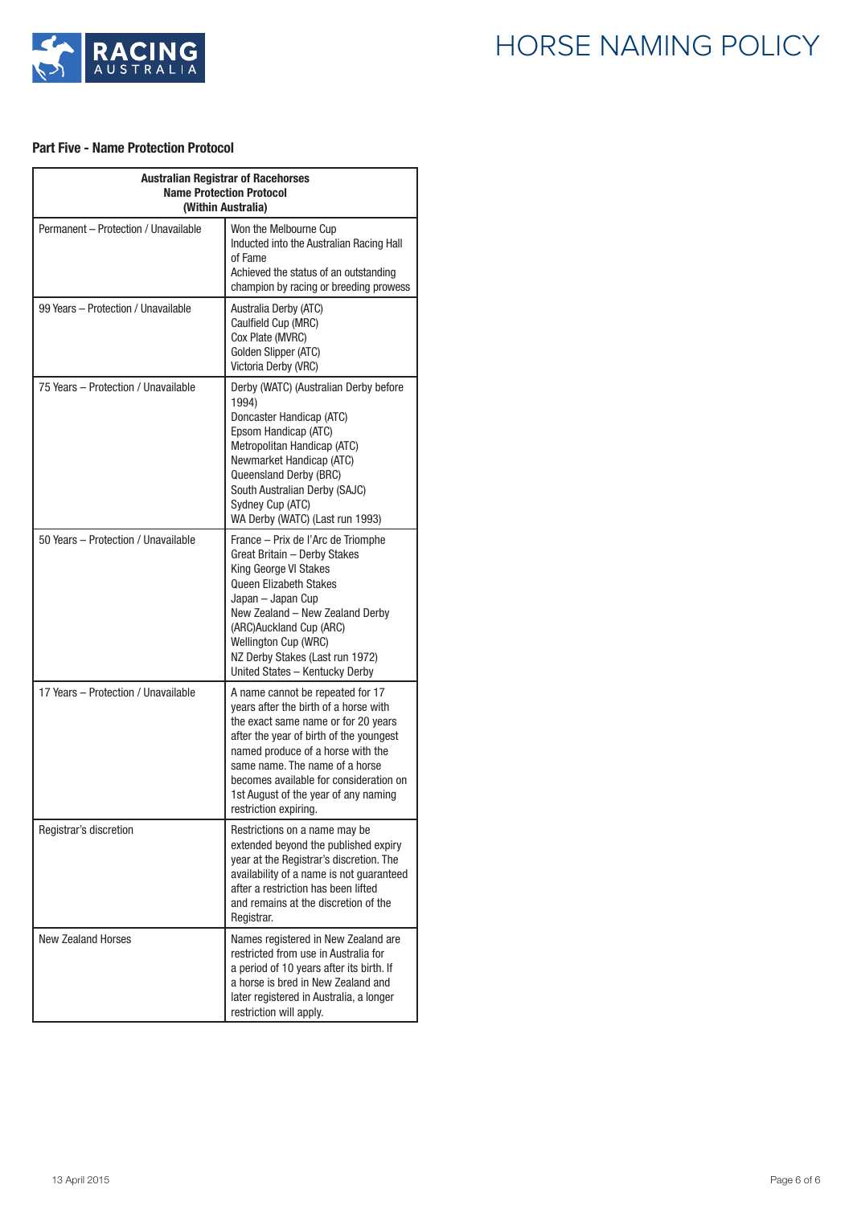## Part Five - Name Protection Protocol

| Australian Registrar of Racehorses<br>Name Protection Protocol<br>(Within Australia) | |
|---|---|
| Permanent – Protection / Unavailable | Won the Melbourne Cup<br>Inducted into the Australian Racing Hall of Fame<br>Achieved the status of an outstanding champion by racing or breeding prowess |
| 99 Years – Protection / Unavailable | Australia Derby (ATC)<br>Caulfield Cup (MRC)<br>Cox Plate (MVRC)<br>Golden Slipper (ATC)<br>Victoria Derby (VRC) |
| 75 Years – Protection / Unavailable | Derby (WATC) (Australian Derby before 1994)<br>Doncaster Handicap (ATC)<br>Epsom Handicap (ATC)<br>Metropolitan Handicap (ATC)<br>Newmarket Handicap (ATC)<br>Queensland Derby (BRC)<br>South Australian Derby (SAJC)<br>Sydney Cup (ATC)<br>WA Derby (WATC) (Last run 1993) |
| 50 Years – Protection / Unavailable | France – Prix de l'Arc de Triomphe<br>Great Britain – Derby Stakes<br>King George VI Stakes<br>Queen Elizabeth Stakes<br>Japan – Japan Cup<br>New Zealand – New Zealand Derby (ARC)Auckland Cup (ARC)<br>Wellington Cup (WRC)<br>NZ Derby Stakes (Last run 1972)<br>United States – Kentucky Derby |
| 17 Years – Protection / Unavailable | A name cannot be repeated for 17 years after the birth of a horse with the exact same name or for 20 years after the year of birth of the youngest named produce of a horse with the same name. The name of a horse becomes available for consideration on 1st August of the year of any naming restriction expiring. |
| Registrar's discretion | Restrictions on a name may be extended beyond the published expiry year at the Registrar's discretion. The availability of a name is not guaranteed after a restriction has been lifted and remains at the discretion of the Registrar. |
| New Zealand Horses | Names registered in New Zealand are restricted from use in Australia for a period of 10 years after its birth. If a horse is bred in New Zealand and later registered in Australia, a longer restriction will apply. |